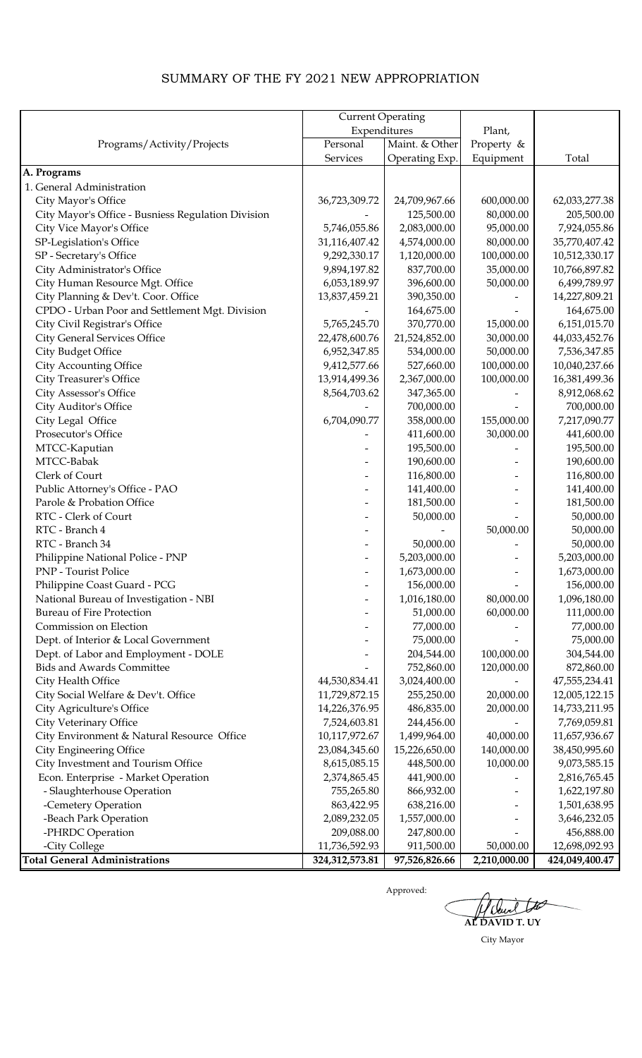# SUMMARY OF THE FY 2021 NEW APPROPRIATION

| Programs/Activity/Projects | Current Operating Expenditures | | Plant, Property & Equipment | Total |
|---|---|---|---|---|
| | Personal Services | Maint. & Other Operating Exp. | | |
| **A. Programs** | | | | |
| 1. General Administration | | | | |
| City Mayor's Office | 36,723,309.72 | 24,709,967.66 | 600,000.00 | 62,033,277.38 |
| City Mayor's Office - Busniess Regulation Division | - | 125,500.00 | 80,000.00 | 205,500.00 |
| City Vice Mayor's Office | 5,746,055.86 | 2,083,000.00 | 95,000.00 | 7,924,055.86 |
| SP-Legislation's Office | 31,116,407.42 | 4,574,000.00 | 80,000.00 | 35,770,407.42 |
| SP - Secretary's Office | 9,292,330.17 | 1,120,000.00 | 100,000.00 | 10,512,330.17 |
| City Administrator's Office | 9,894,197.82 | 837,700.00 | 35,000.00 | 10,766,897.82 |
| City Human Resource Mgt. Office | 6,053,189.97 | 396,600.00 | 50,000.00 | 6,499,789.97 |
| City Planning & Dev't. Coor. Office | 13,837,459.21 | 390,350.00 | - | 14,227,809.21 |
| CPDO - Urban Poor and Settlement Mgt. Division | - | 164,675.00 | - | 164,675.00 |
| City Civil Registrar's Office | 5,765,245.70 | 370,770.00 | 15,000.00 | 6,151,015.70 |
| City General Services Office | 22,478,600.76 | 21,524,852.00 | 30,000.00 | 44,033,452.76 |
| City Budget Office | 6,952,347.85 | 534,000.00 | 50,000.00 | 7,536,347.85 |
| City Accounting Office | 9,412,577.66 | 527,660.00 | 100,000.00 | 10,040,237.66 |
| City Treasurer's Office | 13,914,499.36 | 2,367,000.00 | 100,000.00 | 16,381,499.36 |
| City Assessor's Office | 8,564,703.62 | 347,365.00 | - | 8,912,068.62 |
| City Auditor's Office | - | 700,000.00 | - | 700,000.00 |
| City Legal Office | 6,704,090.77 | 358,000.00 | 155,000.00 | 7,217,090.77 |
| Prosecutor's Office | - | 411,600.00 | 30,000.00 | 441,600.00 |
| MTCC-Kaputian | - | 195,500.00 | - | 195,500.00 |
| MTCC-Babak | - | 190,600.00 | - | 190,600.00 |
| Clerk of Court | - | 116,800.00 | - | 116,800.00 |
| Public Attorney's Office - PAO | - | 141,400.00 | - | 141,400.00 |
| Parole & Probation Office | - | 181,500.00 | - | 181,500.00 |
| RTC - Clerk of Court | - | 50,000.00 | - | 50,000.00 |
| RTC - Branch 4 | - | - | 50,000.00 | 50,000.00 |
| RTC - Branch 34 | - | 50,000.00 | - | 50,000.00 |
| Philippine National Police - PNP | - | 5,203,000.00 | - | 5,203,000.00 |
| PNP - Tourist Police | - | 1,673,000.00 | - | 1,673,000.00 |
| Philippine Coast Guard - PCG | - | 156,000.00 | - | 156,000.00 |
| National Bureau of Investigation - NBI | - | 1,016,180.00 | 80,000.00 | 1,096,180.00 |
| Bureau of Fire Protection | - | 51,000.00 | 60,000.00 | 111,000.00 |
| Commission on Election | - | 77,000.00 | - | 77,000.00 |
| Dept. of Interior & Local Government | - | 75,000.00 | - | 75,000.00 |
| Dept. of Labor and Employment - DOLE | - | 204,544.00 | 100,000.00 | 304,544.00 |
| Bids and Awards Committee | - | 752,860.00 | 120,000.00 | 872,860.00 |
| City Health Office | 44,530,834.41 | 3,024,400.00 | - | 47,555,234.41 |
| City Social Welfare & Dev't. Office | 11,729,872.15 | 255,250.00 | 20,000.00 | 12,005,122.15 |
| City Agriculture's Office | 14,226,376.95 | 486,835.00 | 20,000.00 | 14,733,211.95 |
| City Veterinary Office | 7,524,603.81 | 244,456.00 | - | 7,769,059.81 |
| City Environment & Natural Resource Office | 10,117,972.67 | 1,499,964.00 | 40,000.00 | 11,657,936.67 |
| City Engineering Office | 23,084,345.60 | 15,226,650.00 | 140,000.00 | 38,450,995.60 |
| City Investment and Tourism Office | 8,615,085.15 | 448,500.00 | 10,000.00 | 9,073,585.15 |
| Econ. Enterprise - Market Operation | 2,374,865.45 | 441,900.00 | - | 2,816,765.45 |
| - Slaughterhouse Operation | 755,265.80 | 866,932.00 | - | 1,622,197.80 |
| -Cemetery Operation | 863,422.95 | 638,216.00 | - | 1,501,638.95 |
| -Beach Park Operation | 2,089,232.05 | 1,557,000.00 | - | 3,646,232.05 |
| -PHRDC Operation | 209,088.00 | 247,800.00 | - | 456,888.00 |
| -City College | 11,736,592.93 | 911,500.00 | 50,000.00 | 12,698,092.93 |
| **Total General Administrations** | **324,312,573.81** | **97,526,826.66** | **2,210,000.00** | **424,049,400.47** |

Approved:

**AL DAVID T. UY**

City Mayor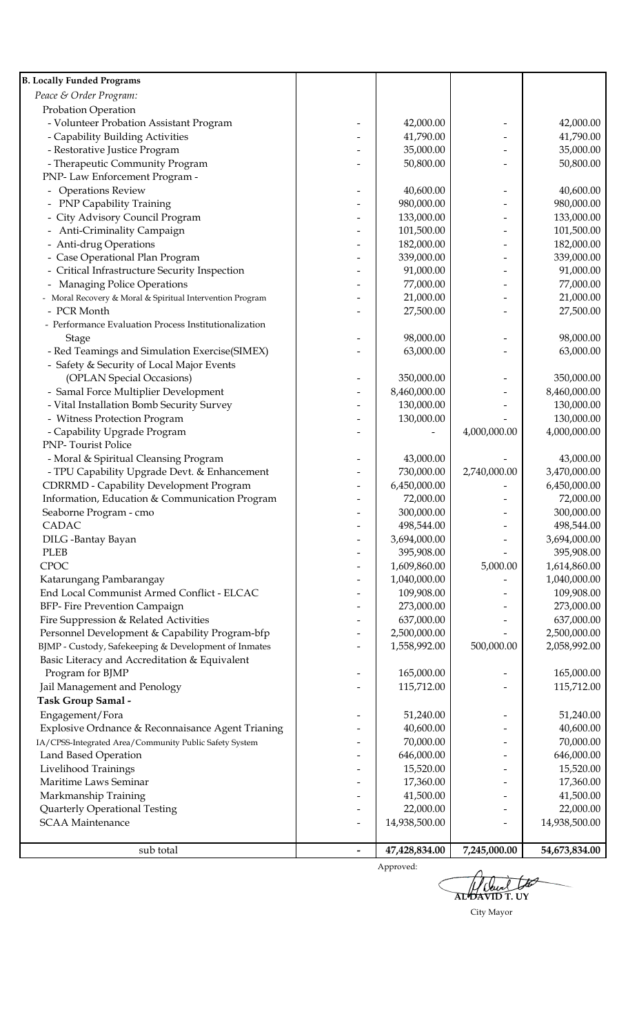| B. Locally Funded Programs | | | | |
|---|---|---|---|---|
| *Peace & Order Program:* | | | | |
| Probation Operation | | | | |
| - Volunteer Probation Assistant Program | - | 42,000.00 | - | 42,000.00 |
| - Capability Building Activities | - | 41,790.00 | - | 41,790.00 |
| - Restorative Justice Program | - | 35,000.00 | - | 35,000.00 |
| - Therapeutic Community Program | - | 50,800.00 | - | 50,800.00 |
| PNP- Law Enforcement Program - | | | | |
| - Operations Review | - | 40,600.00 | - | 40,600.00 |
| - PNP Capability Training | - | 980,000.00 | - | 980,000.00 |
| - City Advisory Council Program | - | 133,000.00 | - | 133,000.00 |
| - Anti-Criminality Campaign | - | 101,500.00 | - | 101,500.00 |
| - Anti-drug Operations | - | 182,000.00 | - | 182,000.00 |
| - Case Operational Plan Program | - | 339,000.00 | - | 339,000.00 |
| - Critical Infrastructure Security Inspection | - | 91,000.00 | - | 91,000.00 |
| - Managing Police Operations | - | 77,000.00 | - | 77,000.00 |
| - Moral Recovery & Moral & Spiritual Intervention Program | - | 21,000.00 | - | 21,000.00 |
| - PCR Month | - | 27,500.00 | - | 27,500.00 |
| - Performance Evaluation Process Institutionalization Stage | - | 98,000.00 | - | 98,000.00 |
| - Red Teamings and Simulation Exercise(SIMEX) | - | 63,000.00 | - | 63,000.00 |
| - Safety & Security of Local Major Events (OPLAN Special Occasions) | - | 350,000.00 | - | 350,000.00 |
| - Samal Force Multiplier Development | - | 8,460,000.00 | - | 8,460,000.00 |
| - Vital Installation Bomb Security Survey | - | 130,000.00 | - | 130,000.00 |
| - Witness Protection Program | - | 130,000.00 | - | 130,000.00 |
| - Capability Upgrade Program | - | - | 4,000,000.00 | 4,000,000.00 |
| PNP- Tourist Police | | | | |
| - Moral & Spiritual Cleansing Program | - | 43,000.00 | - | 43,000.00 |
| - TPU Capability Upgrade Devt. & Enhancement | - | 730,000.00 | 2,740,000.00 | 3,470,000.00 |
| CDRRMD - Capability Development Program | - | 6,450,000.00 | - | 6,450,000.00 |
| Information, Education & Communication Program | - | 72,000.00 | - | 72,000.00 |
| Seaborne Program - cmo | - | 300,000.00 | - | 300,000.00 |
| CADAC | - | 498,544.00 | - | 498,544.00 |
| DILG -Bantay Bayan | - | 3,694,000.00 | - | 3,694,000.00 |
| PLEB | - | 395,908.00 | - | 395,908.00 |
| CPOC | - | 1,609,860.00 | 5,000.00 | 1,614,860.00 |
| Katarungang Pambarangay | - | 1,040,000.00 | - | 1,040,000.00 |
| End Local Communist Armed Conflict - ELCAC | - | 109,908.00 | - | 109,908.00 |
| BFP- Fire Prevention Campaign | - | 273,000.00 | - | 273,000.00 |
| Fire Suppression & Related Activities | - | 637,000.00 | - | 637,000.00 |
| Personnel Development & Capability Program-bfp | - | 2,500,000.00 | - | 2,500,000.00 |
| BJMP - Custody, Safekeeping & Development of Inmates | - | 1,558,992.00 | 500,000.00 | 2,058,992.00 |
| Basic Literacy and Accreditation & Equivalent Program for BJMP | - | 165,000.00 | - | 165,000.00 |
| Jail Management and Penology | - | 115,712.00 | - | 115,712.00 |
| **Task Group Samal -** | | | | |
| Engagement/Fora | - | 51,240.00 | - | 51,240.00 |
| Explosive Ordnance & Reconnaisance Agent Trianing | - | 40,600.00 | - | 40,600.00 |
| IA/CPSS-Integrated Area/Community Public Safety System | - | 70,000.00 | - | 70,000.00 |
| Land Based Operation | - | 646,000.00 | - | 646,000.00 |
| Livelihood Trainings | - | 15,520.00 | - | 15,520.00 |
| Maritime Laws Seminar | - | 17,360.00 | - | 17,360.00 |
| Markmanship Training | - | 41,500.00 | - | 41,500.00 |
| Quarterly Operational Testing | - | 22,000.00 | - | 22,000.00 |
| SCAA Maintenance | - | 14,938,500.00 | - | 14,938,500.00 |
| sub total | - | **47,428,834.00** | **7,245,000.00** | **54,673,834.00** |

Approved:

**AL DAVID T. UY**

City Mayor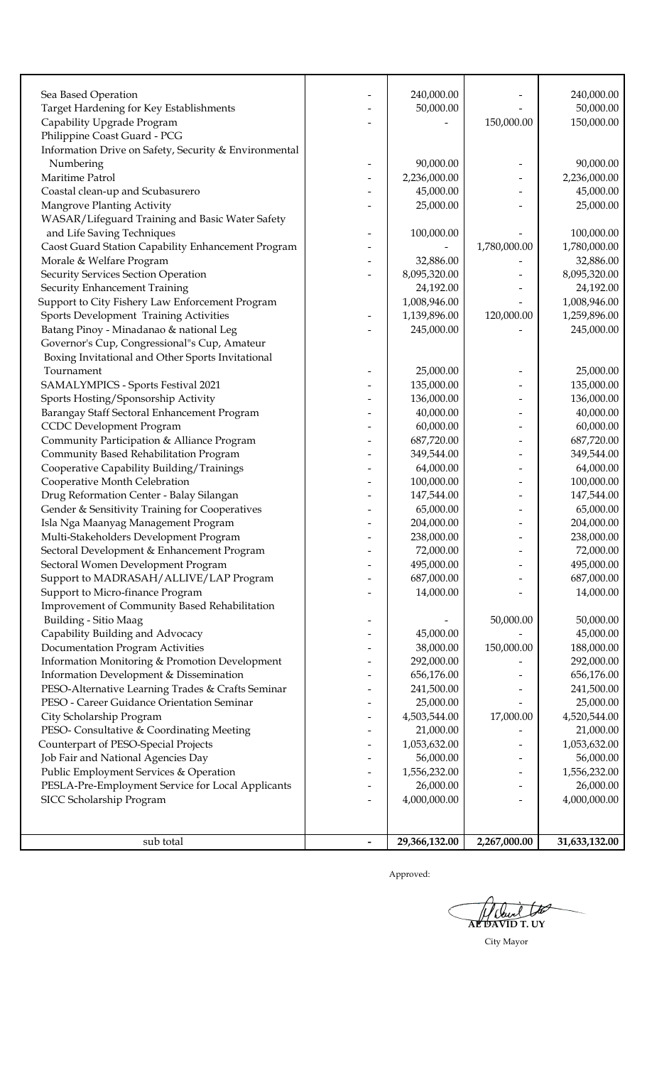| | | | | |
|---|---|---|---|---|
| Sea Based Operation | - | 240,000.00 | - | 240,000.00 |
| Target Hardening for Key Establishments | - | 50,000.00 | - | 50,000.00 |
| Capability Upgrade Program | - | - | 150,000.00 | 150,000.00 |
| Philippine Coast Guard - PCG | | | | |
| Information Drive on Safety, Security & Environmental Numbering | - | 90,000.00 | - | 90,000.00 |
| Maritime Patrol | - | 2,236,000.00 | - | 2,236,000.00 |
| Coastal clean-up and Scubasurero | - | 45,000.00 | - | 45,000.00 |
| Mangrove Planting Activity | - | 25,000.00 | - | 25,000.00 |
| WASAR/Lifeguard Training and Basic Water Safety and Life Saving Techniques | - | 100,000.00 | - | 100,000.00 |
| Caost Guard Station Capability Enhancement Program | - | - | 1,780,000.00 | 1,780,000.00 |
| Morale & Welfare Program | - | 32,886.00 | - | 32,886.00 |
| Security Services Section Operation | - | 8,095,320.00 | - | 8,095,320.00 |
| Security Enhancement Training | | 24,192.00 | - | 24,192.00 |
| Support to City Fishery Law Enforcement Program | | 1,008,946.00 | - | 1,008,946.00 |
| Sports Development Training Activities | - | 1,139,896.00 | 120,000.00 | 1,259,896.00 |
| Batang Pinoy - Minadanao & national Leg | - | 245,000.00 | - | 245,000.00 |
| Governor's Cup, Congressional"s Cup, Amateur Boxing Invitational and Other Sports Invitational Tournament | - | 25,000.00 | - | 25,000.00 |
| SAMALYMPICS - Sports Festival 2021 | - | 135,000.00 | - | 135,000.00 |
| Sports Hosting/Sponsorship Activity | - | 136,000.00 | - | 136,000.00 |
| Barangay Staff Sectoral Enhancement Program | - | 40,000.00 | - | 40,000.00 |
| CCDC Development Program | - | 60,000.00 | - | 60,000.00 |
| Community Participation & Alliance Program | - | 687,720.00 | - | 687,720.00 |
| Community Based Rehabilitation Program | - | 349,544.00 | - | 349,544.00 |
| Cooperative Capability Building/Trainings | - | 64,000.00 | - | 64,000.00 |
| Cooperative Month Celebration | - | 100,000.00 | - | 100,000.00 |
| Drug Reformation Center - Balay Silangan | - | 147,544.00 | - | 147,544.00 |
| Gender & Sensitivity Training for Cooperatives | - | 65,000.00 | - | 65,000.00 |
| Isla Nga Maanyag Management Program | - | 204,000.00 | - | 204,000.00 |
| Multi-Stakeholders Development Program | - | 238,000.00 | - | 238,000.00 |
| Sectoral Development & Enhancement Program | - | 72,000.00 | - | 72,000.00 |
| Sectoral Women Development Program | - | 495,000.00 | - | 495,000.00 |
| Support to MADRASAH/ALLIVE/LAP Program | - | 687,000.00 | - | 687,000.00 |
| Support to Micro-finance Program | - | 14,000.00 | - | 14,000.00 |
| Improvement of Community Based Rehabilitation Building - Sitio Maag | - | - | 50,000.00 | 50,000.00 |
| Capability Building and Advocacy | - | 45,000.00 | - | 45,000.00 |
| Documentation Program Activities | - | 38,000.00 | 150,000.00 | 188,000.00 |
| Information Monitoring & Promotion Development | - | 292,000.00 | - | 292,000.00 |
| Information Development & Dissemination | - | 656,176.00 | - | 656,176.00 |
| PESO-Alternative Learning Trades & Crafts Seminar | - | 241,500.00 | - | 241,500.00 |
| PESO - Career Guidance Orientation Seminar | - | 25,000.00 | - | 25,000.00 |
| City Scholarship Program | - | 4,503,544.00 | 17,000.00 | 4,520,544.00 |
| PESO- Consultative & Coordinating Meeting | - | 21,000.00 | - | 21,000.00 |
| Counterpart of PESO-Special Projects | - | 1,053,632.00 | - | 1,053,632.00 |
| Job Fair and National Agencies Day | - | 56,000.00 | - | 56,000.00 |
| Public Employment Services & Operation | - | 1,556,232.00 | - | 1,556,232.00 |
| PESLA-Pre-Employment Service for Local Applicants | - | 26,000.00 | - | 26,000.00 |
| SICC Scholarship Program | - | 4,000,000.00 | - | 4,000,000.00 |
| sub total | - | 29,366,132.00 | 2,267,000.00 | 31,633,132.00 |

Approved:

**AL DAVID T. UY**

City Mayor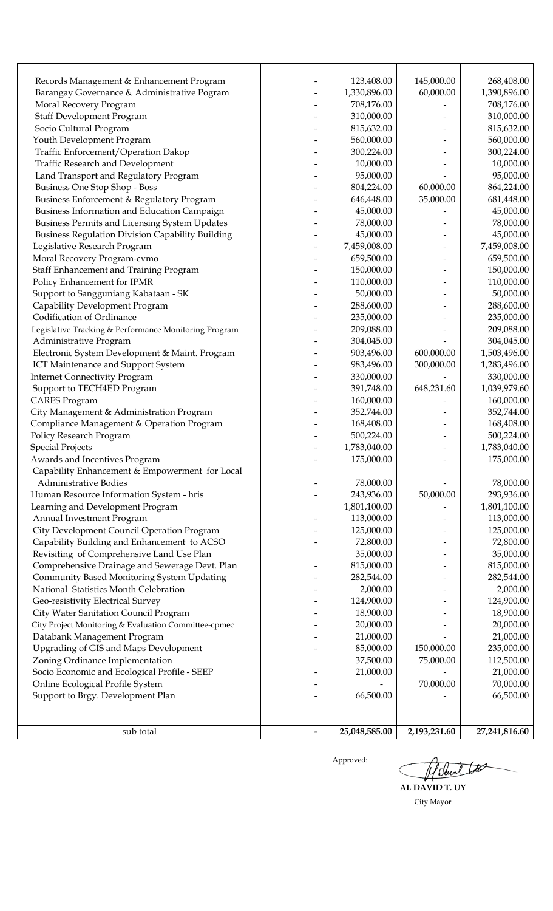| | | | | |
|---|---|---|---|---|
| Records Management & Enhancement Program | - | 123,408.00 | 145,000.00 | 268,408.00 |
| Barangay Governance & Administrative Pogram | - | 1,330,896.00 | 60,000.00 | 1,390,896.00 |
| Moral Recovery Program | - | 708,176.00 | - | 708,176.00 |
| Staff Development Program | - | 310,000.00 | - | 310,000.00 |
| Socio Cultural Program | - | 815,632.00 | - | 815,632.00 |
| Youth Development Program | - | 560,000.00 | - | 560,000.00 |
| Traffic Enforcement/Operation Dakop | - | 300,224.00 | - | 300,224.00 |
| Traffic Research and Development | - | 10,000.00 | - | 10,000.00 |
| Land Transport and Regulatory Program | - | 95,000.00 | - | 95,000.00 |
| Business One Stop Shop - Boss | - | 804,224.00 | 60,000.00 | 864,224.00 |
| Business Enforcement & Regulatory Program | - | 646,448.00 | 35,000.00 | 681,448.00 |
| Business Information and Education Campaign | - | 45,000.00 | - | 45,000.00 |
| Business Permits and Licensing System Updates | - | 78,000.00 | - | 78,000.00 |
| Business Regulation Division Capability Building | - | 45,000.00 | - | 45,000.00 |
| Legislative Research Program | - | 7,459,008.00 | - | 7,459,008.00 |
| Moral Recovery Program-cvmo | - | 659,500.00 | - | 659,500.00 |
| Staff Enhancement and Training Program | - | 150,000.00 | - | 150,000.00 |
| Policy Enhancement for IPMR | - | 110,000.00 | - | 110,000.00 |
| Support to Sangguniang Kabataan - SK | - | 50,000.00 | - | 50,000.00 |
| Capability Development Program | - | 288,600.00 | - | 288,600.00 |
| Codification of Ordinance | - | 235,000.00 | - | 235,000.00 |
| Legislative Tracking & Performance Monitoring Program | - | 209,088.00 | - | 209,088.00 |
| Administrative Program | - | 304,045.00 | - | 304,045.00 |
| Electronic System Development & Maint. Program | - | 903,496.00 | 600,000.00 | 1,503,496.00 |
| ICT Maintenance and Support System | - | 983,496.00 | 300,000.00 | 1,283,496.00 |
| Internet Connectivity Program | - | 330,000.00 | - | 330,000.00 |
| Support to TECH4ED Program | - | 391,748.00 | 648,231.60 | 1,039,979.60 |
| CARES Program | - | 160,000.00 | - | 160,000.00 |
| City Management & Administration Program | - | 352,744.00 | - | 352,744.00 |
| Compliance Management & Operation Program | - | 168,408.00 | - | 168,408.00 |
| Policy Research Program | - | 500,224.00 | - | 500,224.00 |
| Special Projects | - | 1,783,040.00 | - | 1,783,040.00 |
| Awards and Incentives Program | - | 175,000.00 | - | 175,000.00 |
| Capability Enhancement & Empowerment for Local Administrative Bodies | - | 78,000.00 | - | 78,000.00 |
| Human Resource Information System - hris | - | 243,936.00 | 50,000.00 | 293,936.00 |
| Learning and Development Program | | 1,801,100.00 | - | 1,801,100.00 |
| Annual Investment Program | - | 113,000.00 | - | 113,000.00 |
| City Development Council Operation Program | - | 125,000.00 | - | 125,000.00 |
| Capability Building and Enhancement to ACSO | - | 72,800.00 | - | 72,800.00 |
| Revisiting of Comprehensive Land Use Plan | | 35,000.00 | - | 35,000.00 |
| Comprehensive Drainage and Sewerage Devt. Plan | - | 815,000.00 | - | 815,000.00 |
| Community Based Monitoring System Updating | - | 282,544.00 | - | 282,544.00 |
| National Statistics Month Celebration | - | 2,000.00 | - | 2,000.00 |
| Geo-resistivity Electrical Survey | - | 124,900.00 | - | 124,900.00 |
| City Water Sanitation Council Program | - | 18,900.00 | - | 18,900.00 |
| City Project Monitoring & Evaluation Committee-cpmec | - | 20,000.00 | - | 20,000.00 |
| Databank Management Program | - | 21,000.00 | - | 21,000.00 |
| Upgrading of GIS and Maps Development | - | 85,000.00 | 150,000.00 | 235,000.00 |
| Zoning Ordinance Implementation | | 37,500.00 | 75,000.00 | 112,500.00 |
| Socio Economic and Ecological Profile - SEEP | - | 21,000.00 | - | 21,000.00 |
| Online Ecological Profile System | - | - | 70,000.00 | 70,000.00 |
| Support to Brgy. Development Plan | - | 66,500.00 | - | 66,500.00 |
| sub total | - | **25,048,585.00** | **2,193,231.60** | **27,241,816.60** |

Approved:

**AL DAVID T. UY**
City Mayor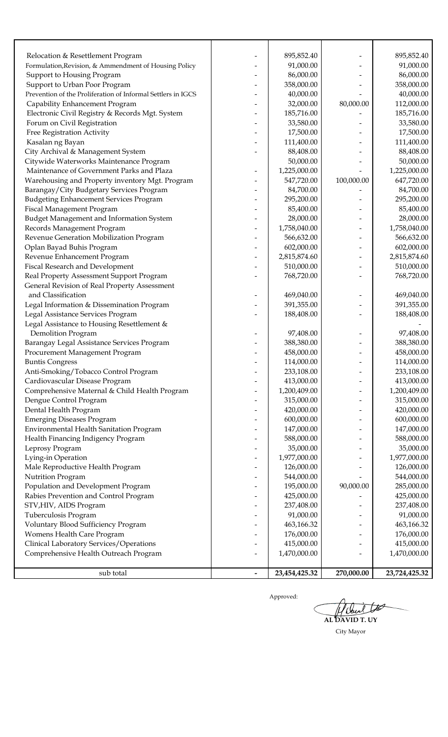| | | | | |
|---|---|---|---|---|
| Relocation & Resettlement Program | - | 895,852.40 | - | 895,852.40 |
| Formulation,Revision, & Ammendment of Housing Policy | - | 91,000.00 | - | 91,000.00 |
| Support to Housing Program | - | 86,000.00 | - | 86,000.00 |
| Support to Urban Poor Program | - | 358,000.00 | - | 358,000.00 |
| Prevention of the Proliferation of Informal Settlers in IGCS | - | 40,000.00 | - | 40,000.00 |
| Capability Enhancement Program | - | 32,000.00 | 80,000.00 | 112,000.00 |
| Electronic Civil Registry & Records Mgt. System | - | 185,716.00 | - | 185,716.00 |
| Forum on Civil Registration | - | 33,580.00 | - | 33,580.00 |
| Free Registration Activity | - | 17,500.00 | - | 17,500.00 |
| Kasalan ng Bayan | - | 111,400.00 | - | 111,400.00 |
| City Archival & Management System | - | 88,408.00 | - | 88,408.00 |
| Citywide Waterworks Maintenance Program | | 50,000.00 | - | 50,000.00 |
| Maintenance of Government Parks and Plaza | - | 1,225,000.00 | - | 1,225,000.00 |
| Warehousing and Property inventory Mgt. Program | - | 547,720.00 | 100,000.00 | 647,720.00 |
| Barangay/City Budgetary Services Program | - | 84,700.00 | - | 84,700.00 |
| Budgeting Enhancement Services Program | - | 295,200.00 | - | 295,200.00 |
| Fiscal Management Program | - | 85,400.00 | - | 85,400.00 |
| Budget Management and Information System | - | 28,000.00 | - | 28,000.00 |
| Records Management Program | - | 1,758,040.00 | - | 1,758,040.00 |
| Revenue Generation Mobilization Program | - | 566,632.00 | - | 566,632.00 |
| Oplan Bayad Buhis Program | - | 602,000.00 | - | 602,000.00 |
| Revenue Enhancement Program | - | 2,815,874.60 | - | 2,815,874.60 |
| Fiscal Research and Development | - | 510,000.00 | - | 510,000.00 |
| Real Property Assessment Support Program | - | 768,720.00 | - | 768,720.00 |
| General Revision of Real Property Assessment and Classification | - | 469,040.00 | - | 469,040.00 |
| Legal Information & Dissemination Program | - | 391,355.00 | - | 391,355.00 |
| Legal Assistance Services Program | - | 188,408.00 | - | 188,408.00 |
| Legal Assistance to Housing Resettlement & Demolition Program | - | 97,408.00 | - | - 97,408.00 |
| Barangay Legal Assistance Services Program | - | 388,380.00 | - | 388,380.00 |
| Procurement Management Program | - | 458,000.00 | - | 458,000.00 |
| Buntis Congress | - | 114,000.00 | - | 114,000.00 |
| Anti-Smoking/Tobacco Control Program | - | 233,108.00 | - | 233,108.00 |
| Cardiovascular Disease Program | - | 413,000.00 | - | 413,000.00 |
| Comprehensive Maternal & Child Health Program | - | 1,200,409.00 | - | 1,200,409.00 |
| Dengue Control Program | - | 315,000.00 | - | 315,000.00 |
| Dental Health Program | - | 420,000.00 | - | 420,000.00 |
| Emerging Diseases Program | - | 600,000.00 | - | 600,000.00 |
| Environmental Health Sanitation Program | - | 147,000.00 | - | 147,000.00 |
| Health Financing Indigency Program | - | 588,000.00 | - | 588,000.00 |
| Leprosy Program | - | 35,000.00 | - | 35,000.00 |
| Lying-in Operation | - | 1,977,000.00 | - | 1,977,000.00 |
| Male Reproductive Health Program | - | 126,000.00 | - | 126,000.00 |
| Nutrition Program | - | 544,000.00 | - | 544,000.00 |
| Population and Development Program | - | 195,000.00 | 90,000.00 | 285,000.00 |
| Rabies Prevention and Control Program | - | 425,000.00 | - | 425,000.00 |
| STV,HIV, AIDS Program | - | 237,408.00 | - | 237,408.00 |
| Tuberculosis Program | - | 91,000.00 | - | 91,000.00 |
| Voluntary Blood Sufficiency Program | - | 463,166.32 | - | 463,166.32 |
| Womens Health Care Program | - | 176,000.00 | - | 176,000.00 |
| Clinical Laboratory Services/Operations | - | 415,000.00 | - | 415,000.00 |
| Comprehensive Health Outreach Program | - | 1,470,000.00 | - | 1,470,000.00 |
| sub total | - | **23,454,425.32** | **270,000.00** | **23,724,425.32** |

Approved:

**AL DAVID T. UY**

City Mayor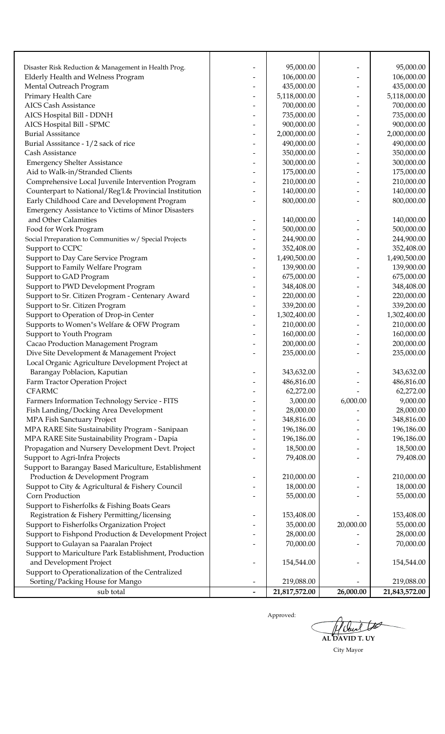| | | | | |
|---|---|---|---|---|
| Disaster Risk Reduction & Management in Health Prog. | - | 95,000.00 | - | 95,000.00 |
| Elderly Health and Welness Program | - | 106,000.00 | - | 106,000.00 |
| Mental Outreach Program | - | 435,000.00 | - | 435,000.00 |
| Primary Health Care | - | 5,118,000.00 | - | 5,118,000.00 |
| AICS Cash Assistance | - | 700,000.00 | - | 700,000.00 |
| AICS Hospital Bill - DDNH | - | 735,000.00 | - | 735,000.00 |
| AICS Hospital Bill - SPMC | - | 900,000.00 | - | 900,000.00 |
| Burial Asssitance | - | 2,000,000.00 | - | 2,000,000.00 |
| Burial Asssitance - 1/2 sack of rice | - | 490,000.00 | - | 490,000.00 |
| Cash Assistance | - | 350,000.00 | - | 350,000.00 |
| Emergency Shelter Assistance | - | 300,000.00 | - | 300,000.00 |
| Aid to Walk-in/Stranded Clients | - | 175,000.00 | - | 175,000.00 |
| Comprehensive Local Juvenile Intervention Program | - | 210,000.00 | - | 210,000.00 |
| Counterpart to National/Reg'l.& Provincial Institution | - | 140,000.00 | - | 140,000.00 |
| Early Childhood Care and Development Program | - | 800,000.00 | - | 800,000.00 |
| Emergency Assistance to Victims of Minor Disasters and Other Calamities | - | 140,000.00 | - | 140,000.00 |
| Food for Work Program | - | 500,000.00 | - | 500,000.00 |
| Social Prreparation to Communities w/ Special Projects | - | 244,900.00 | - | 244,900.00 |
| Support to CCPC | - | 352,408.00 | - | 352,408.00 |
| Support to Day Care Service Program | - | 1,490,500.00 | - | 1,490,500.00 |
| Support to Family Welfare Program | - | 139,900.00 | - | 139,900.00 |
| Support to GAD Program | - | 675,000.00 | - | 675,000.00 |
| Support to PWD Development Program | - | 348,408.00 | - | 348,408.00 |
| Support to Sr. Citizen Program - Centenary Award | - | 220,000.00 | - | 220,000.00 |
| Support to Sr. Citizen Program | - | 339,200.00 | - | 339,200.00 |
| Support to Operation of Drop-in Center | - | 1,302,400.00 | - | 1,302,400.00 |
| Supports to Women"s Welfare & OFW Program | - | 210,000.00 | - | 210,000.00 |
| Support to Youth Program | - | 160,000.00 | - | 160,000.00 |
| Cacao Production Management Program | - | 200,000.00 | - | 200,000.00 |
| Dive Site Development & Management Project | - | 235,000.00 | - | 235,000.00 |
| Local Organic Agriculture Development Project at Barangay Poblacion, Kaputian | - | 343,632.00 | - | 343,632.00 |
| Farm Tractor Operation Project | - | 486,816.00 | - | 486,816.00 |
| CFARMC | - | 62,272.00 | - | 62,272.00 |
| Farmers Information Technology Service - FITS | - | 3,000.00 | 6,000.00 | 9,000.00 |
| Fish Landing/Docking Area Development | - | 28,000.00 | - | 28,000.00 |
| MPA Fish Sanctuary Project | - | 348,816.00 | - | 348,816.00 |
| MPA RARE Site Sustainability Program - Sanipaan | - | 196,186.00 | - | 196,186.00 |
| MPA RARE Site Sustainability Program - Dapia | - | 196,186.00 | - | 196,186.00 |
| Propagation and Nursery Development Devt. Project | - | 18,500.00 | - | 18,500.00 |
| Support to Agri-Infra Projects | - | 79,408.00 | - | 79,408.00 |
| Support to Barangay Based Mariculture, Establishment Production & Development Program | - | 210,000.00 | - | 210,000.00 |
| Suppot to City & Agricultural & Fishery Council | - | 18,000.00 | - | 18,000.00 |
| Corn Production | - | 55,000.00 | - | 55,000.00 |
| Support to Fisherfolks & Fishing Boats Gears Registration & Fishery Permitting/licensing | - | 153,408.00 | - | 153,408.00 |
| Support to Fisherfolks Organization Project | - | 35,000.00 | 20,000.00 | 55,000.00 |
| Support to Fishpond Production & Development Project | - | 28,000.00 | - | 28,000.00 |
| Support to Gulayan sa Paaralan Project | - | 70,000.00 | - | 70,000.00 |
| Support to Mariculture Park Establishment, Production and Development Project | - | 154,544.00 | - | 154,544.00 |
| Support to Operationalization of the Centralized Sorting/Packing House for Mango | - | 219,088.00 | - | 219,088.00 |
| sub total | - | 21,817,572.00 | 26,000.00 | 21,843,572.00 |

Approved:

**AL DAVID T. UY**

City Mayor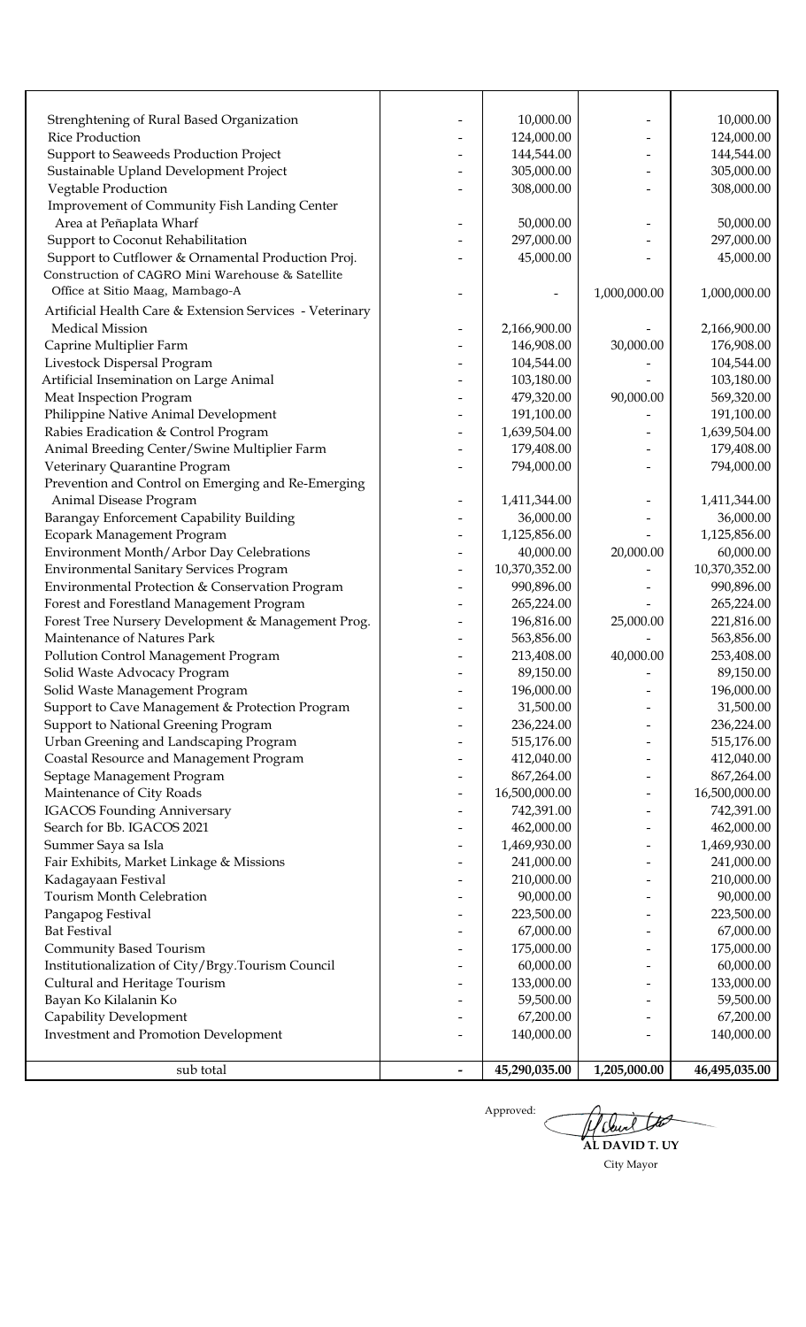| | | | | |
|---|---|---|---|---|
| Strenghtening of Rural Based Organization | - | 10,000.00 | - | 10,000.00 |
| Rice Production | - | 124,000.00 | - | 124,000.00 |
| Support to Seaweeds Production Project | - | 144,544.00 | - | 144,544.00 |
| Sustainable Upland Development Project | - | 305,000.00 | - | 305,000.00 |
| Vegtable Production | - | 308,000.00 | - | 308,000.00 |
| Improvement of Community Fish Landing Center Area at Peñaplata Wharf | - | 50,000.00 | - | 50,000.00 |
| Support to Coconut Rehabilitation | - | 297,000.00 | - | 297,000.00 |
| Support to Cutflower & Ornamental Production Proj. | - | 45,000.00 | - | 45,000.00 |
| Construction of CAGRO Mini Warehouse & Satellite Office at Sitio Maag, Mambago-A | - | - | 1,000,000.00 | 1,000,000.00 |
| Artificial Health Care & Extension Services - Veterinary Medical Mission | - | 2,166,900.00 | - | 2,166,900.00 |
| Caprine Multiplier Farm | - | 146,908.00 | 30,000.00 | 176,908.00 |
| Livestock Dispersal Program | - | 104,544.00 | - | 104,544.00 |
| Artificial Insemination on Large Animal | - | 103,180.00 | - | 103,180.00 |
| Meat Inspection Program | - | 479,320.00 | 90,000.00 | 569,320.00 |
| Philippine Native Animal Development | - | 191,100.00 | - | 191,100.00 |
| Rabies Eradication & Control Program | - | 1,639,504.00 | - | 1,639,504.00 |
| Animal Breeding Center/Swine Multiplier Farm | - | 179,408.00 | - | 179,408.00 |
| Veterinary Quarantine Program | - | 794,000.00 | - | 794,000.00 |
| Prevention and Control on Emerging and Re-Emerging Animal Disease Program | - | 1,411,344.00 | - | 1,411,344.00 |
| Barangay Enforcement Capability Building | - | 36,000.00 | - | 36,000.00 |
| Ecopark Management Program | - | 1,125,856.00 | - | 1,125,856.00 |
| Environment Month/Arbor Day Celebrations | - | 40,000.00 | 20,000.00 | 60,000.00 |
| Environmental Sanitary Services Program | - | 10,370,352.00 | - | 10,370,352.00 |
| Environmental Protection & Conservation Program | - | 990,896.00 | - | 990,896.00 |
| Forest and Forestland Management Program | - | 265,224.00 | - | 265,224.00 |
| Forest Tree Nursery Development & Management Prog. | - | 196,816.00 | 25,000.00 | 221,816.00 |
| Maintenance of Natures Park | - | 563,856.00 | - | 563,856.00 |
| Pollution Control Management Program | - | 213,408.00 | 40,000.00 | 253,408.00 |
| Solid Waste Advocacy Program | - | 89,150.00 | - | 89,150.00 |
| Solid Waste Management Program | - | 196,000.00 | - | 196,000.00 |
| Support to Cave Management & Protection Program | - | 31,500.00 | - | 31,500.00 |
| Support to National Greening Program | - | 236,224.00 | - | 236,224.00 |
| Urban Greening and Landscaping Program | - | 515,176.00 | - | 515,176.00 |
| Coastal Resource and Management Program | - | 412,040.00 | - | 412,040.00 |
| Septage Management Program | - | 867,264.00 | - | 867,264.00 |
| Maintenance of City Roads | - | 16,500,000.00 | - | 16,500,000.00 |
| IGACOS Founding Anniversary | - | 742,391.00 | - | 742,391.00 |
| Search for Bb. IGACOS 2021 | - | 462,000.00 | - | 462,000.00 |
| Summer Saya sa Isla | - | 1,469,930.00 | - | 1,469,930.00 |
| Fair Exhibits, Market Linkage & Missions | - | 241,000.00 | - | 241,000.00 |
| Kadagayaan Festival | - | 210,000.00 | - | 210,000.00 |
| Tourism Month Celebration | - | 90,000.00 | - | 90,000.00 |
| Pangapog Festival | - | 223,500.00 | - | 223,500.00 |
| Bat Festival | - | 67,000.00 | - | 67,000.00 |
| Community Based Tourism | - | 175,000.00 | - | 175,000.00 |
| Institutionalization of City/Brgy.Tourism Council | - | 60,000.00 | - | 60,000.00 |
| Cultural and Heritage Tourism | - | 133,000.00 | - | 133,000.00 |
| Bayan Ko Kilalanin Ko | - | 59,500.00 | - | 59,500.00 |
| Capability Development | - | 67,200.00 | - | 67,200.00 |
| Investment and Promotion Development | - | 140,000.00 | - | 140,000.00 |
| sub total | - | 45,290,035.00 | 1,205,000.00 | 46,495,035.00 |

Approved:

**AL DAVID T. UY**
City Mayor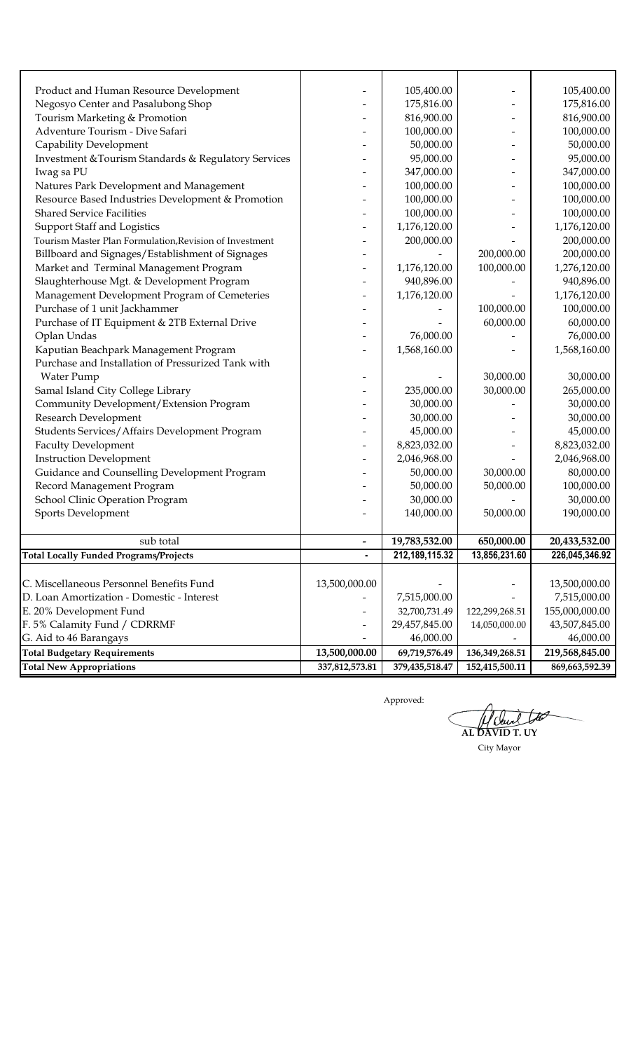| | | | | |
|---|---|---|---|---|
| Product and Human Resource Development | - | 105,400.00 | - | 105,400.00 |
| Negosyo Center and Pasalubong Shop | - | 175,816.00 | - | 175,816.00 |
| Tourism Marketing & Promotion | - | 816,900.00 | - | 816,900.00 |
| Adventure Tourism - Dive Safari | - | 100,000.00 | - | 100,000.00 |
| Capability Development | - | 50,000.00 | - | 50,000.00 |
| Investment &Tourism Standards & Regulatory Services | - | 95,000.00 | - | 95,000.00 |
| Iwag sa PU | - | 347,000.00 | - | 347,000.00 |
| Natures Park Development and Management | - | 100,000.00 | - | 100,000.00 |
| Resource Based Industries Development & Promotion | - | 100,000.00 | - | 100,000.00 |
| Shared Service Facilities | - | 100,000.00 | - | 100,000.00 |
| Support Staff and Logistics | - | 1,176,120.00 | - | 1,176,120.00 |
| Tourism Master Plan Formulation,Revision of Investment | - | 200,000.00 | - | 200,000.00 |
| Billboard and Signages/Establishment of Signages | - | - | 200,000.00 | 200,000.00 |
| Market and Terminal Management Program | - | 1,176,120.00 | 100,000.00 | 1,276,120.00 |
| Slaughterhouse Mgt. & Development Program | - | 940,896.00 | - | 940,896.00 |
| Management Development Program of Cemeteries | - | 1,176,120.00 | - | 1,176,120.00 |
| Purchase of 1 unit Jackhammer | - | - | 100,000.00 | 100,000.00 |
| Purchase of IT Equipment & 2TB External Drive | - | - | 60,000.00 | 60,000.00 |
| Oplan Undas | - | 76,000.00 | - | 76,000.00 |
| Kaputian Beachpark Management Program | - | 1,568,160.00 | - | 1,568,160.00 |
| Purchase and Installation of Pressurized Tank with Water Pump | - | - | 30,000.00 | 30,000.00 |
| Samal Island City College Library | - | 235,000.00 | 30,000.00 | 265,000.00 |
| Community Development/Extension Program | - | 30,000.00 | - | 30,000.00 |
| Research Development | - | 30,000.00 | - | 30,000.00 |
| Students Services/Affairs Development Program | - | 45,000.00 | - | 45,000.00 |
| Faculty Development | - | 8,823,032.00 | - | 8,823,032.00 |
| Instruction Development | - | 2,046,968.00 | - | 2,046,968.00 |
| Guidance and Counselling Development Program | - | 50,000.00 | 30,000.00 | 80,000.00 |
| Record Management Program | - | 50,000.00 | 50,000.00 | 100,000.00 |
| School Clinic Operation Program | - | 30,000.00 | - | 30,000.00 |
| Sports Development | - | 140,000.00 | 50,000.00 | 190,000.00 |
| sub total | **-** | **19,783,532.00** | **650,000.00** | **20,433,532.00** |
| **Total Locally Funded Programs/Projects** | **-** | **212,189,115.32** | **13,856,231.60** | **226,045,346.92** |
| C. Miscellaneous Personnel Benefits Fund | 13,500,000.00 | - | - | 13,500,000.00 |
| D. Loan Amortization - Domestic - Interest | - | 7,515,000.00 | - | 7,515,000.00 |
| E. 20% Development Fund | - | 32,700,731.49 | 122,299,268.51 | 155,000,000.00 |
| F. 5% Calamity Fund / CDRRMF | - | 29,457,845.00 | 14,050,000.00 | 43,507,845.00 |
| G. Aid to 46 Barangays | - | 46,000.00 | - | 46,000.00 |
| **Total Budgetary Requirements** | **13,500,000.00** | **69,719,576.49** | **136,349,268.51** | **219,568,845.00** |
| **Total New Appropriations** | **337,812,573.81** | **379,435,518.47** | **152,415,500.11** | **869,663,592.39** |

Approved:

**AL DAVID T. UY**
City Mayor